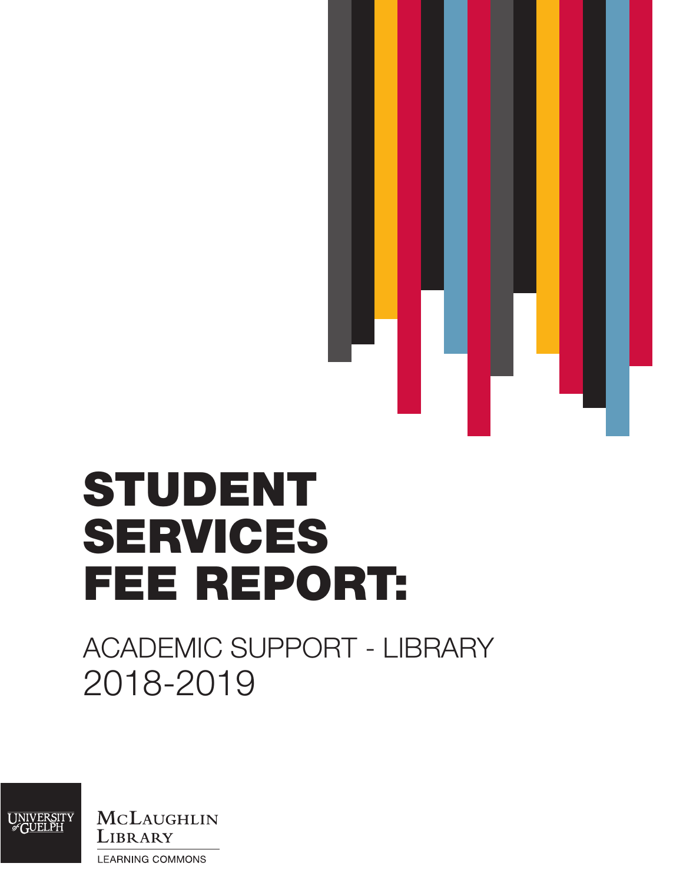# STUDENT SERVICES FEE REPORT:

## ACADEMIC SUPPORT - LIBRARY 2018-2019

UNIVERSITY of GUELPH

McLAUGHLIN LIBRARY

LEARNING COMMONS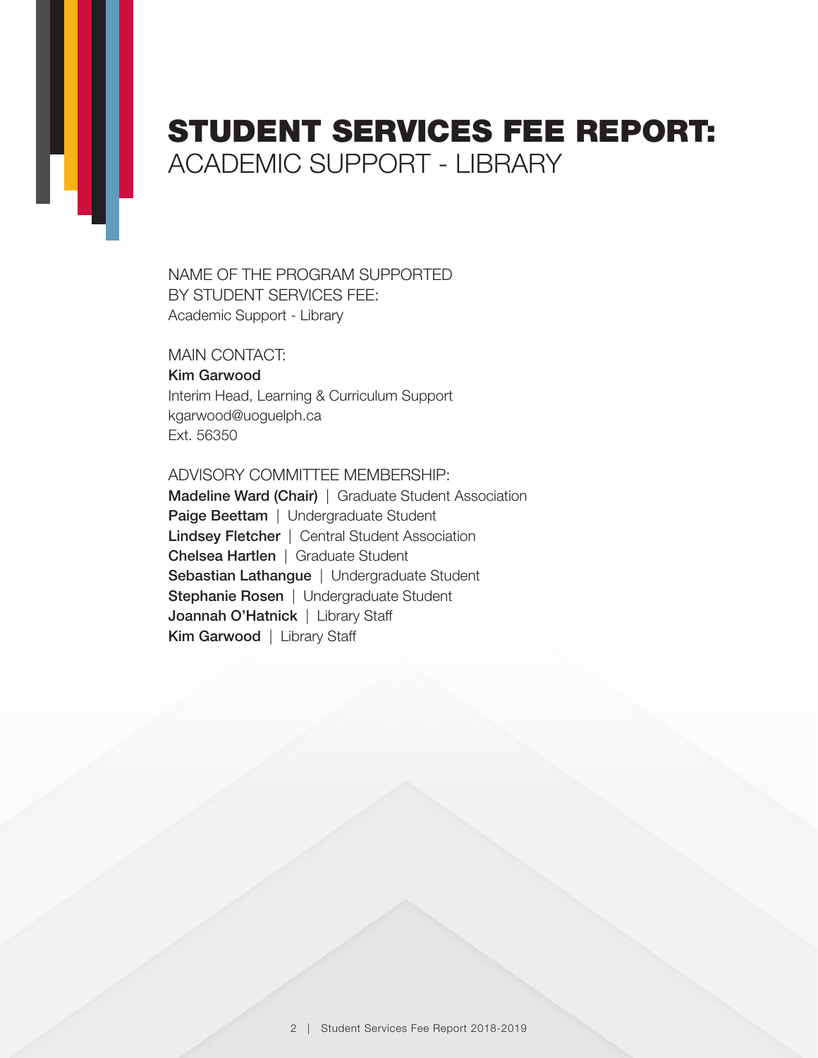# STUDENT SERVICES FEE REPORT:
## ACADEMIC SUPPORT - LIBRARY

NAME OF THE PROGRAM SUPPORTED BY STUDENT SERVICES FEE:
Academic Support - Library

MAIN CONTACT:
**Kim Garwood**
Interim Head, Learning & Curriculum Support
kgarwood@uoguelph.ca
Ext. 56350

ADVISORY COMMITTEE MEMBERSHIP:
**Madeline Ward (Chair)** | Graduate Student Association
**Paige Beettam** | Undergraduate Student
**Lindsey Fletcher** | Central Student Association
**Chelsea Hartlen** | Graduate Student
**Sebastian Lathangue** | Undergraduate Student
**Stephanie Rosen** | Undergraduate Student
**Joannah O'Hatnick** | Library Staff
**Kim Garwood** | Library Staff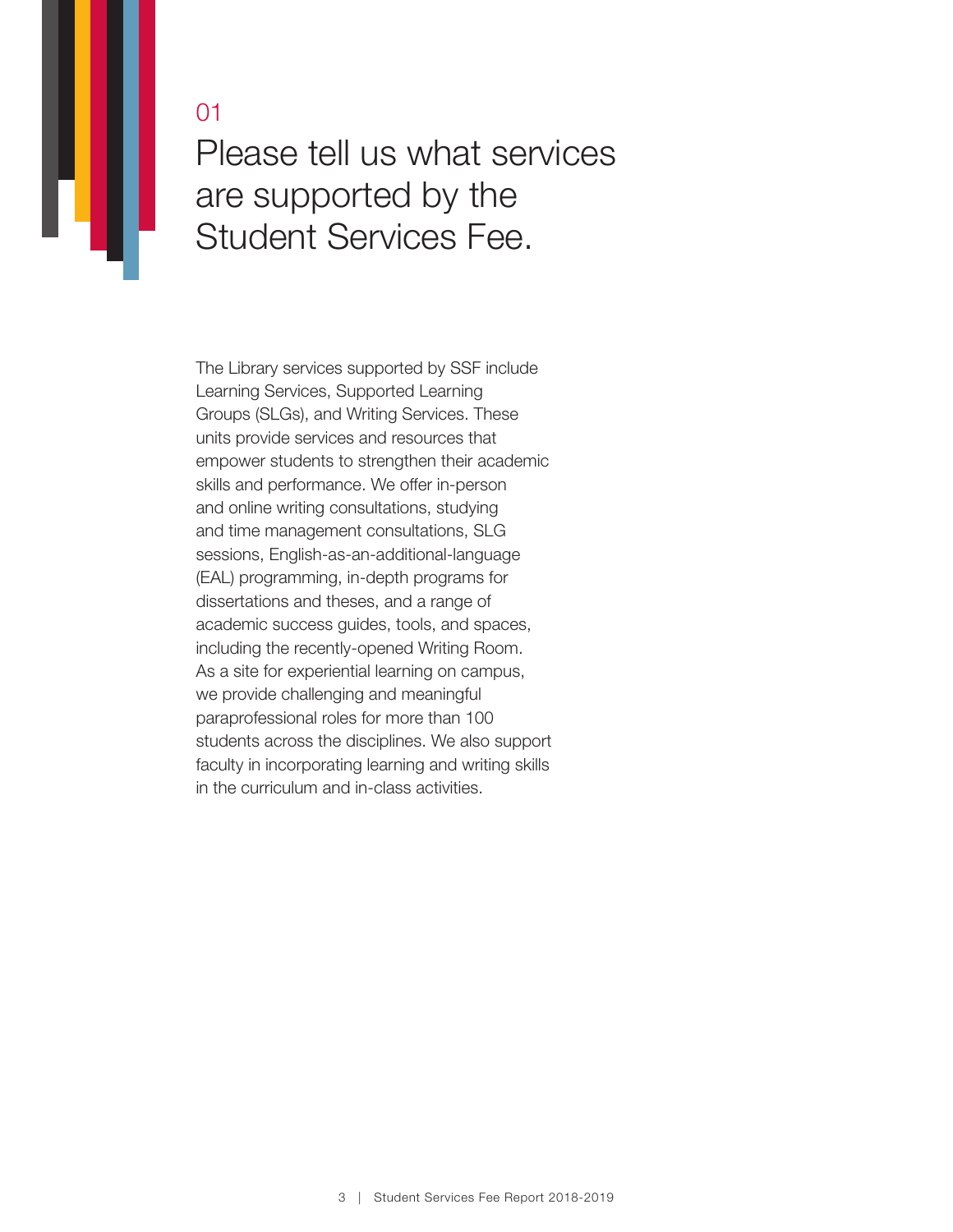01

# Please tell us what services are supported by the Student Services Fee.

The Library services supported by SSF include Learning Services, Supported Learning Groups (SLGs), and Writing Services. These units provide services and resources that empower students to strengthen their academic skills and performance. We offer in-person and online writing consultations, studying and time management consultations, SLG sessions, English-as-an-additional-language (EAL) programming, in-depth programs for dissertations and theses, and a range of academic success guides, tools, and spaces, including the recently-opened Writing Room. As a site for experiential learning on campus, we provide challenging and meaningful paraprofessional roles for more than 100 students across the disciplines. We also support faculty in incorporating learning and writing skills in the curriculum and in-class activities.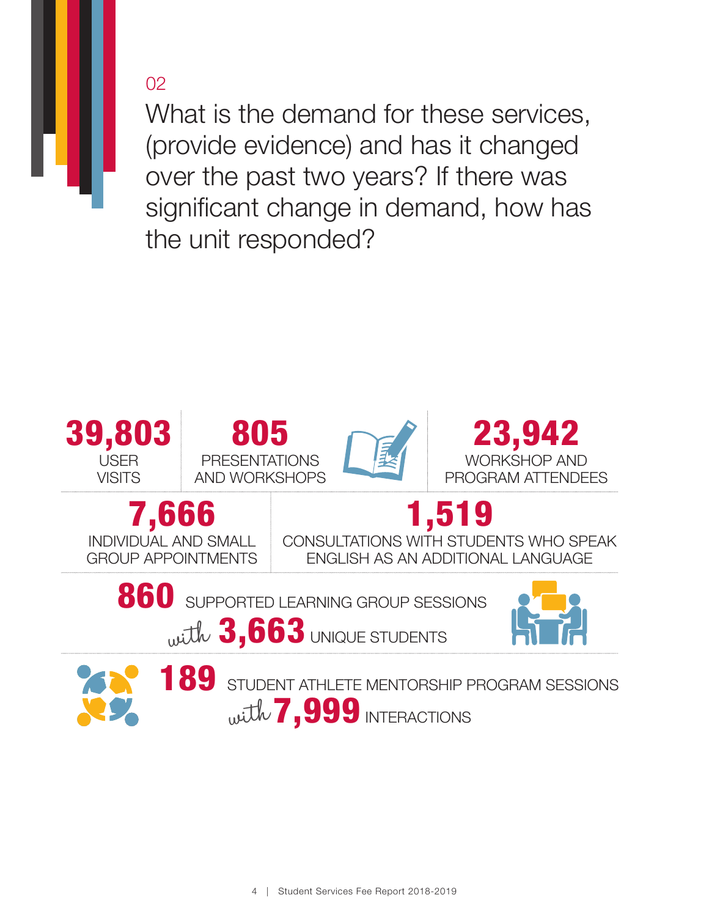02

## What is the demand for these services, (provide evidence) and has it changed over the past two years? If there was significant change in demand, how has the unit responded?

**39,803** USER VISITS

**805** PRESENTATIONS AND WORKSHOPS

**23,942** WORKSHOP AND PROGRAM ATTENDEES

**7,666** INDIVIDUAL AND SMALL GROUP APPOINTMENTS

**1,519** CONSULTATIONS WITH STUDENTS WHO SPEAK ENGLISH AS AN ADDITIONAL LANGUAGE

**860** SUPPORTED LEARNING GROUP SESSIONS *with* **3,663** UNIQUE STUDENTS

**189** STUDENT ATHLETE MENTORSHIP PROGRAM SESSIONS *with* **7,999** INTERACTIONS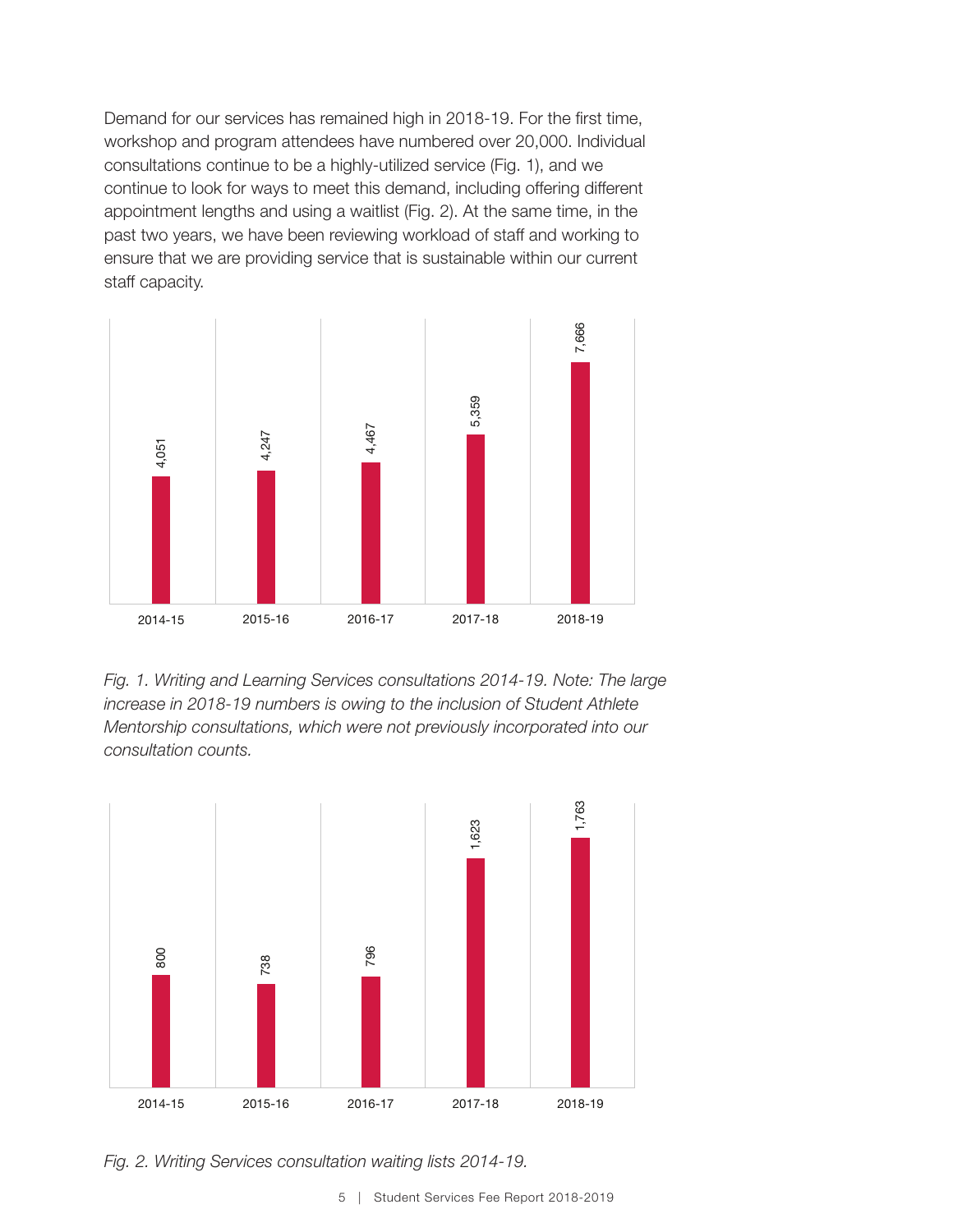Demand for our services has remained high in 2018-19. For the first time, workshop and program attendees have numbered over 20,000. Individual consultations continue to be a highly-utilized service (Fig. 1), and we continue to look for ways to meet this demand, including offering different appointment lengths and using a waitlist (Fig. 2). At the same time, in the past two years, we have been reviewing workload of staff and working to ensure that we are providing service that is sustainable within our current staff capacity.

| Year | Consultations |
|---|---|
| 2014-15 | 4,051 |
| 2015-16 | 4,247 |
| 2016-17 | 4,467 |
| 2017-18 | 5,359 |
| 2018-19 | 7,666 |

*Fig. 1. Writing and Learning Services consultations 2014-19. Note: The large increase in 2018-19 numbers is owing to the inclusion of Student Athlete Mentorship consultations, which were not previously incorporated into our consultation counts.*

| Year | Waiting list |
|---|---|
| 2014-15 | 800 |
| 2015-16 | 738 |
| 2016-17 | 796 |
| 2017-18 | 1,623 |
| 2018-19 | 1,763 |

*Fig. 2. Writing Services consultation waiting lists 2014-19.*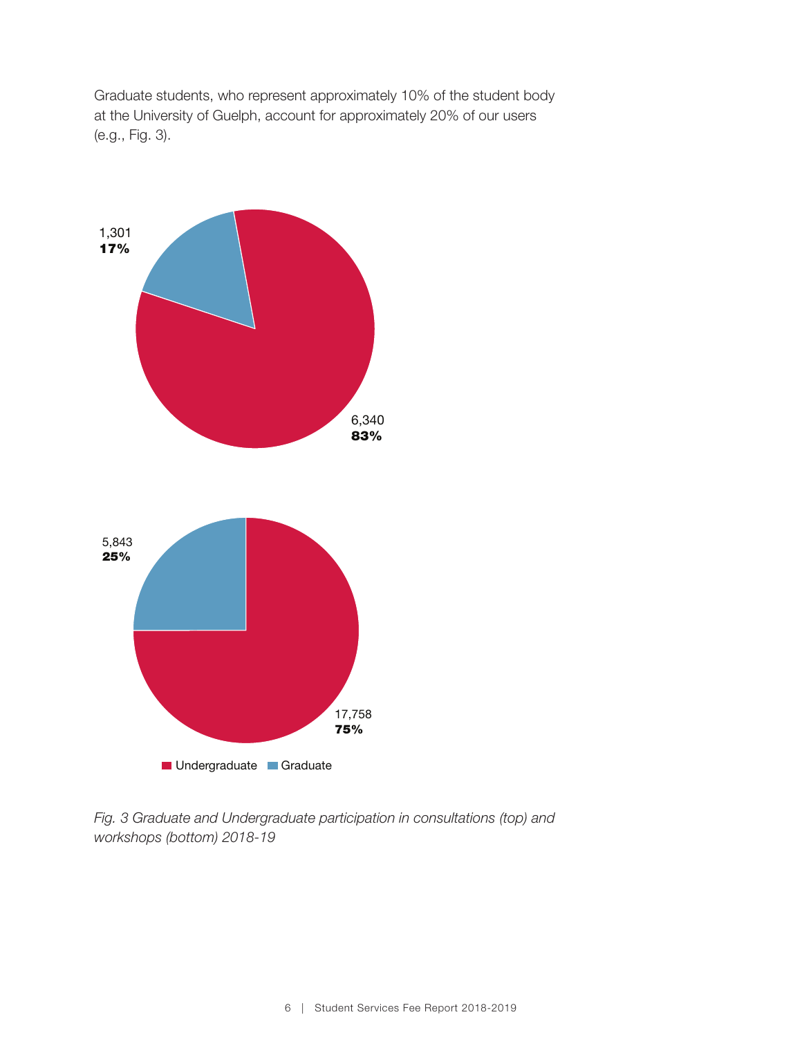Graduate students, who represent approximately 10% of the student body at the University of Guelph, account for approximately 20% of our users (e.g., Fig. 3).

1,301
**17%**

6,340
**83%**

5,843
**25%**

17,758
**75%**

Undergraduate Graduate

*Fig. 3 Graduate and Undergraduate participation in consultations (top) and workshops (bottom) 2018-19*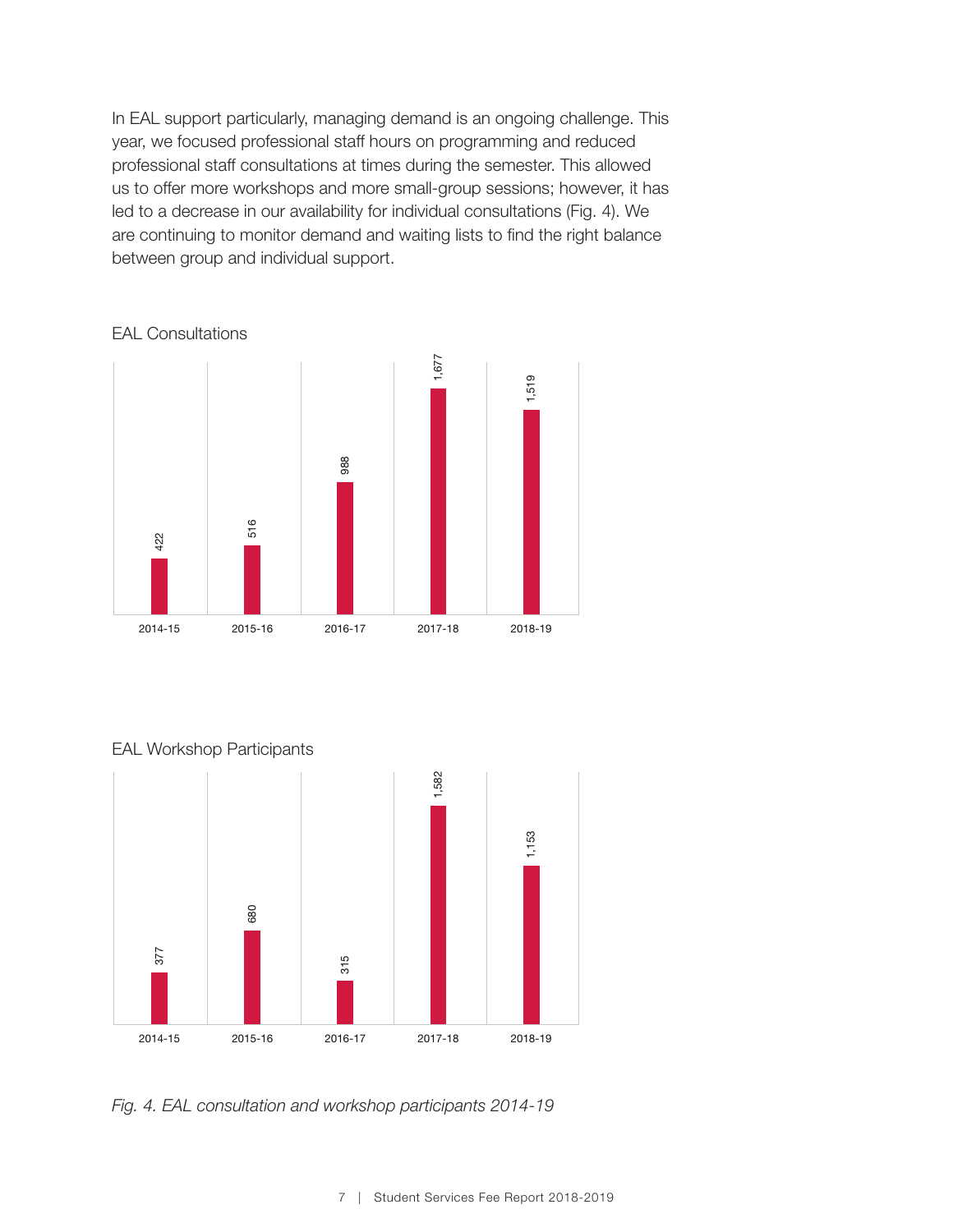In EAL support particularly, managing demand is an ongoing challenge. This year, we focused professional staff hours on programming and reduced professional staff consultations at times during the semester. This allowed us to offer more workshops and more small-group sessions; however, it has led to a decrease in our availability for individual consultations (Fig. 4). We are continuing to monitor demand and waiting lists to find the right balance between group and individual support.

EAL Consultations

| 2014-15 | 2015-16 | 2016-17 | 2017-18 | 2018-19 |
|---|---|---|---|---|
| 422 | 516 | 988 | 1,677 | 1,519 |

EAL Workshop Participants

| 2014-15 | 2015-16 | 2016-17 | 2017-18 | 2018-19 |
|---|---|---|---|---|
| 377 | 680 | 315 | 1,582 | 1,153 |

*Fig. 4. EAL consultation and workshop participants 2014-19*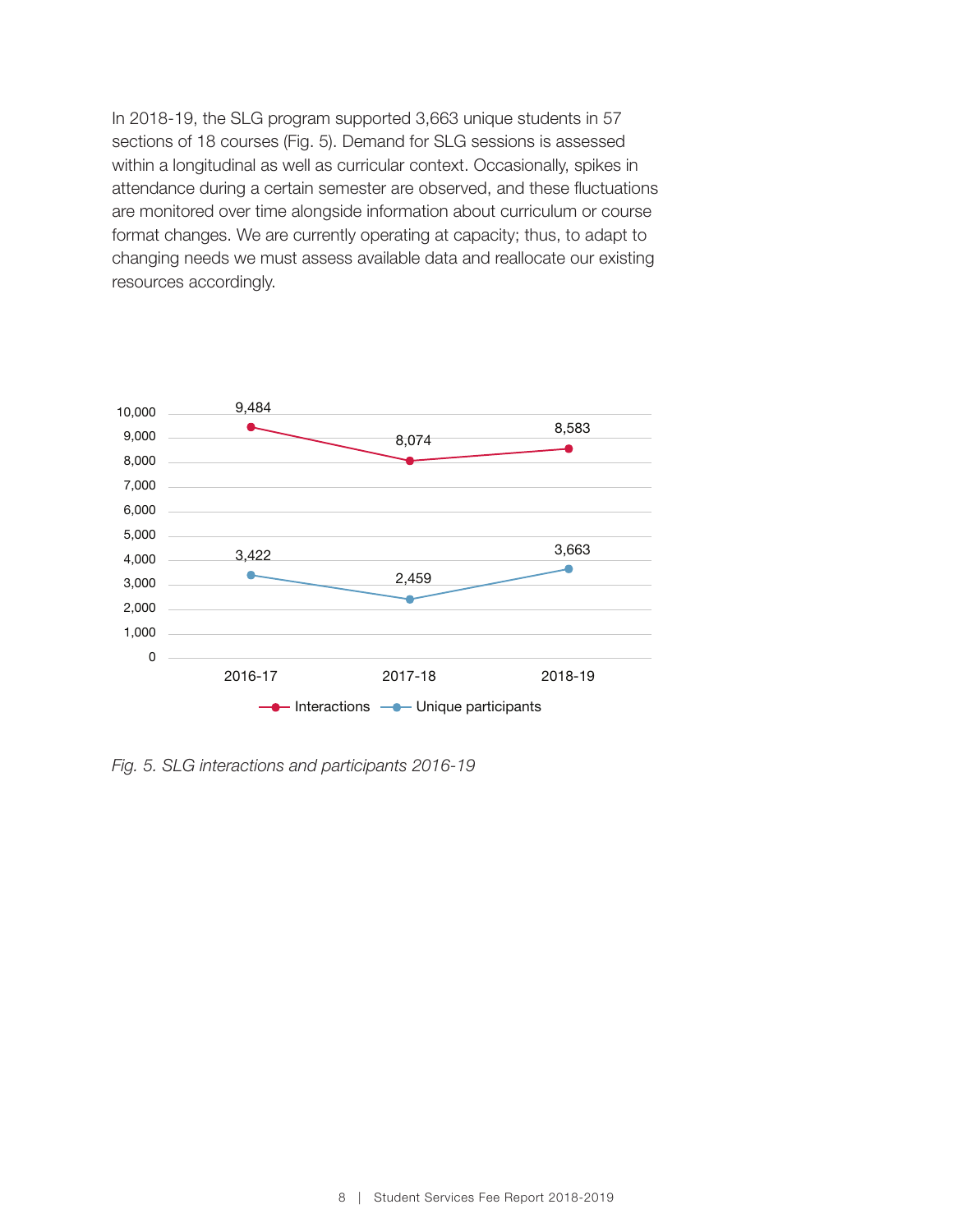In 2018-19, the SLG program supported 3,663 unique students in 57 sections of 18 courses (Fig. 5). Demand for SLG sessions is assessed within a longitudinal as well as curricular context. Occasionally, spikes in attendance during a certain semester are observed, and these fluctuations are monitored over time alongside information about curriculum or course format changes. We are currently operating at capacity; thus, to adapt to changing needs we must assess available data and reallocate our existing resources accordingly.

| | 2016-17 | 2017-18 | 2018-19 |
|---|---|---|---|
| Interactions | 9,484 | 8,074 | 8,583 |
| Unique participants | 3,422 | 2,459 | 3,663 |

*Fig. 5. SLG interactions and participants 2016-19*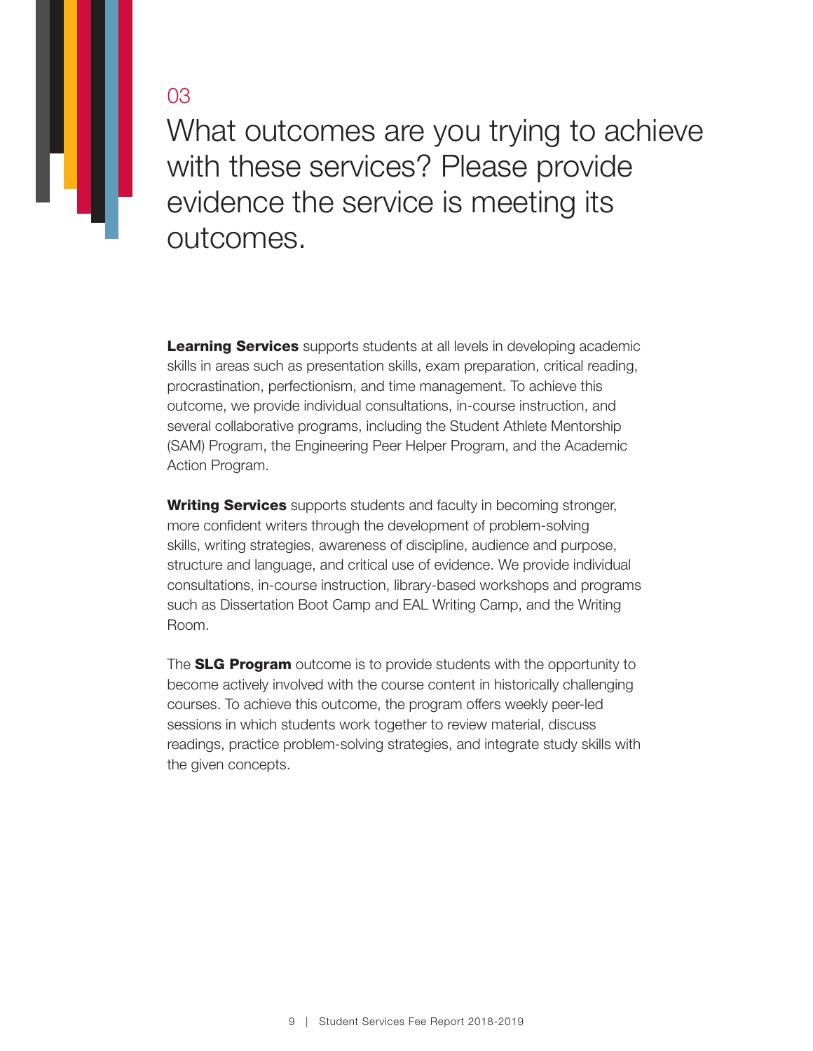03

# What outcomes are you trying to achieve with these services? Please provide evidence the service is meeting its outcomes.

**Learning Services** supports students at all levels in developing academic skills in areas such as presentation skills, exam preparation, critical reading, procrastination, perfectionism, and time management. To achieve this outcome, we provide individual consultations, in-course instruction, and several collaborative programs, including the Student Athlete Mentorship (SAM) Program, the Engineering Peer Helper Program, and the Academic Action Program.

**Writing Services** supports students and faculty in becoming stronger, more confident writers through the development of problem-solving skills, writing strategies, awareness of discipline, audience and purpose, structure and language, and critical use of evidence. We provide individual consultations, in-course instruction, library-based workshops and programs such as Dissertation Boot Camp and EAL Writing Camp, and the Writing Room.

The **SLG Program** outcome is to provide students with the opportunity to become actively involved with the course content in historically challenging courses. To achieve this outcome, the program offers weekly peer-led sessions in which students work together to review material, discuss readings, practice problem-solving strategies, and integrate study skills with the given concepts.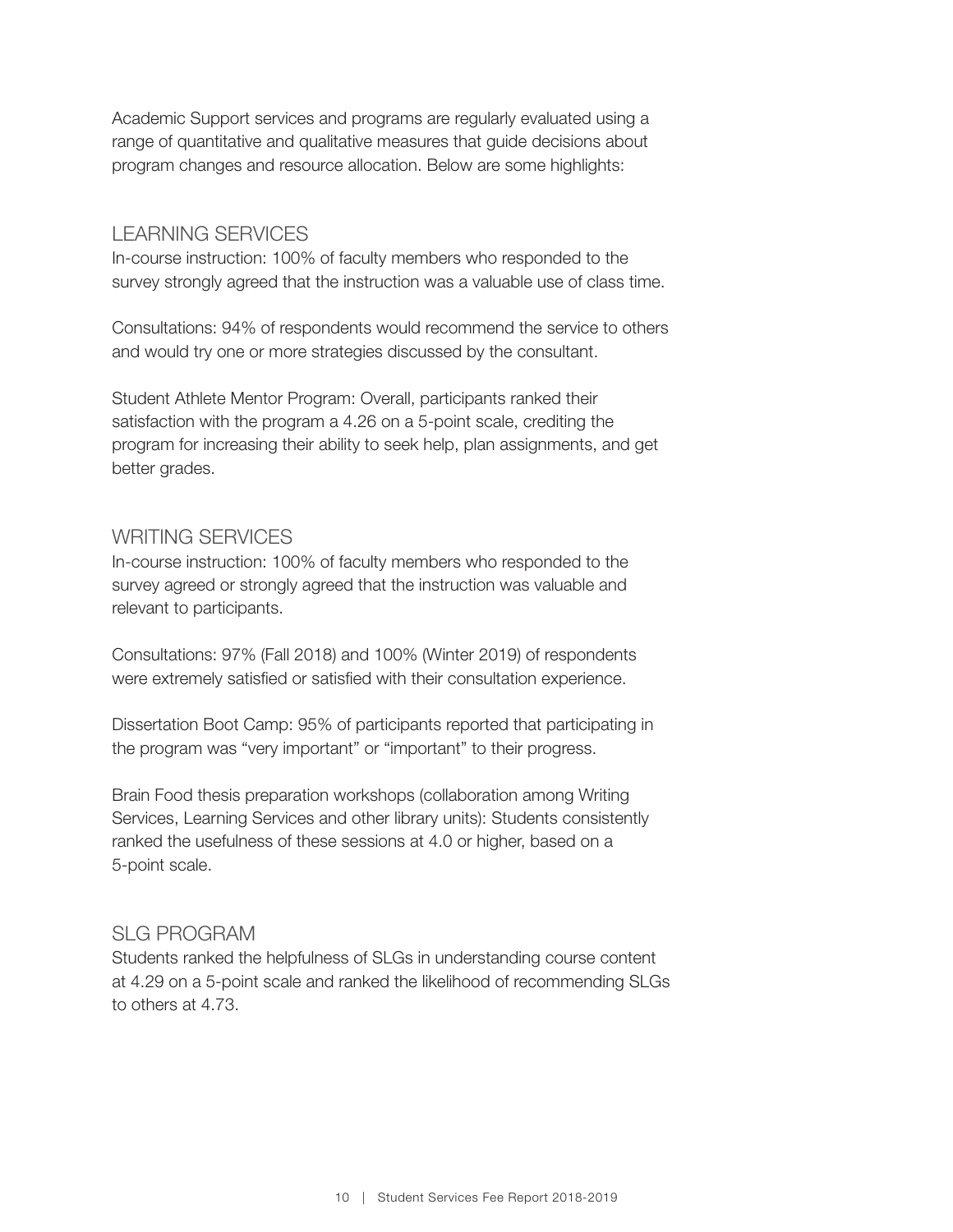Academic Support services and programs are regularly evaluated using a range of quantitative and qualitative measures that guide decisions about program changes and resource allocation. Below are some highlights:

## LEARNING SERVICES

In-course instruction: 100% of faculty members who responded to the survey strongly agreed that the instruction was a valuable use of class time.

Consultations: 94% of respondents would recommend the service to others and would try one or more strategies discussed by the consultant.

Student Athlete Mentor Program: Overall, participants ranked their satisfaction with the program a 4.26 on a 5-point scale, crediting the program for increasing their ability to seek help, plan assignments, and get better grades.

## WRITING SERVICES

In-course instruction: 100% of faculty members who responded to the survey agreed or strongly agreed that the instruction was valuable and relevant to participants.

Consultations: 97% (Fall 2018) and 100% (Winter 2019) of respondents were extremely satisfied or satisfied with their consultation experience.

Dissertation Boot Camp: 95% of participants reported that participating in the program was “very important” or “important” to their progress.

Brain Food thesis preparation workshops (collaboration among Writing Services, Learning Services and other library units): Students consistently ranked the usefulness of these sessions at 4.0 or higher, based on a 5-point scale.

## SLG PROGRAM

Students ranked the helpfulness of SLGs in understanding course content at 4.29 on a 5-point scale and ranked the likelihood of recommending SLGs to others at 4.73.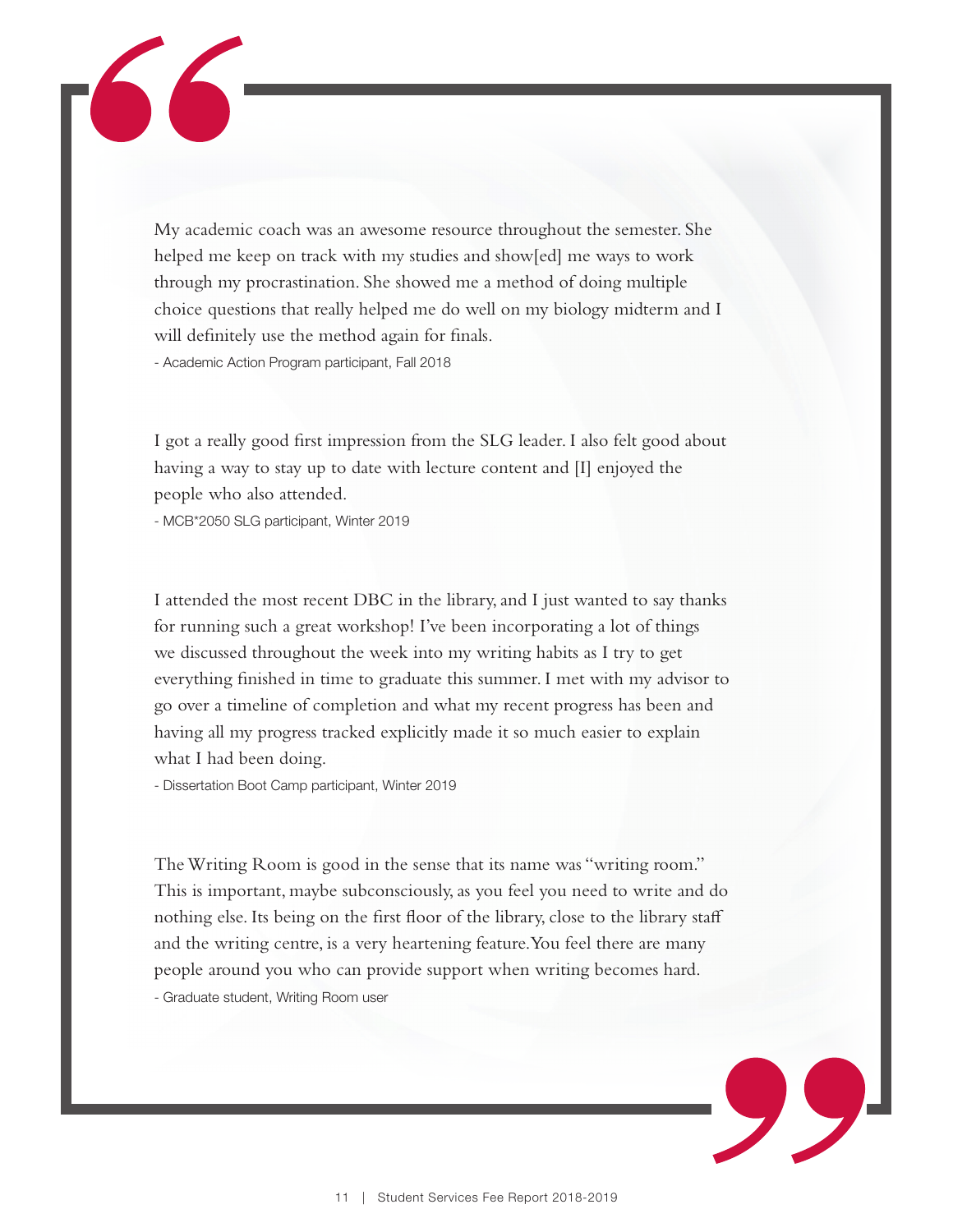My academic coach was an awesome resource throughout the semester. She helped me keep on track with my studies and show[ed] me ways to work through my procrastination. She showed me a method of doing multiple choice questions that really helped me do well on my biology midterm and I will definitely use the method again for finals.

- Academic Action Program participant, Fall 2018

I got a really good first impression from the SLG leader. I also felt good about having a way to stay up to date with lecture content and [I] enjoyed the people who also attended.

- MCB*2050 SLG participant, Winter 2019

I attended the most recent DBC in the library, and I just wanted to say thanks for running such a great workshop! I've been incorporating a lot of things we discussed throughout the week into my writing habits as I try to get everything finished in time to graduate this summer. I met with my advisor to go over a timeline of completion and what my recent progress has been and having all my progress tracked explicitly made it so much easier to explain what I had been doing.

- Dissertation Boot Camp participant, Winter 2019

The Writing Room is good in the sense that its name was "writing room." This is important, maybe subconsciously, as you feel you need to write and do nothing else. Its being on the first floor of the library, close to the library staff and the writing centre, is a very heartening feature. You feel there are many people around you who can provide support when writing becomes hard.

- Graduate student, Writing Room user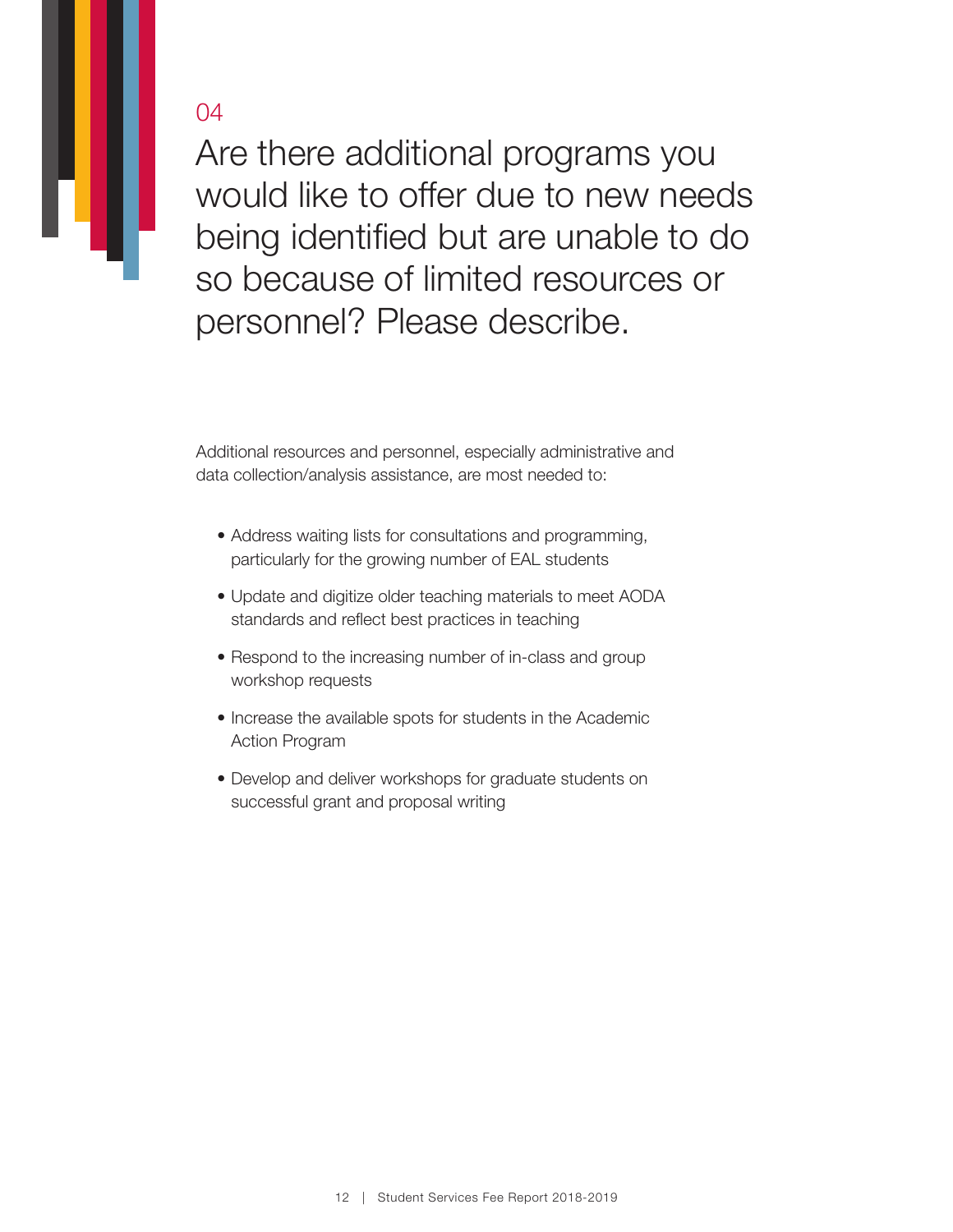04

# Are there additional programs you would like to offer due to new needs being identified but are unable to do so because of limited resources or personnel? Please describe.

Additional resources and personnel, especially administrative and data collection/analysis assistance, are most needed to:

- Address waiting lists for consultations and programming, particularly for the growing number of EAL students
- Update and digitize older teaching materials to meet AODA standards and reflect best practices in teaching
- Respond to the increasing number of in-class and group workshop requests
- Increase the available spots for students in the Academic Action Program
- Develop and deliver workshops for graduate students on successful grant and proposal writing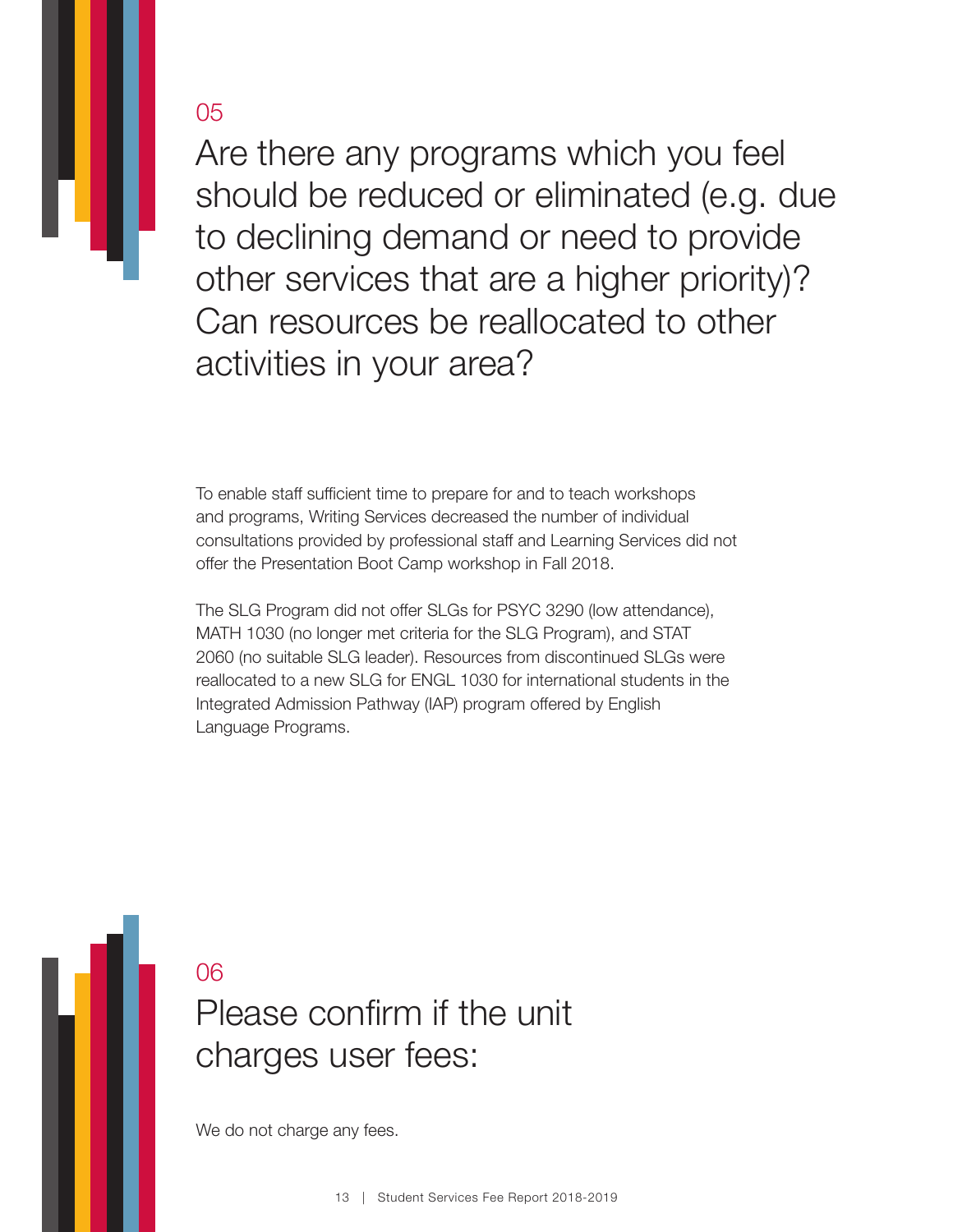05

## Are there any programs which you feel should be reduced or eliminated (e.g. due to declining demand or need to provide other services that are a higher priority)? Can resources be reallocated to other activities in your area?

To enable staff sufficient time to prepare for and to teach workshops and programs, Writing Services decreased the number of individual consultations provided by professional staff and Learning Services did not offer the Presentation Boot Camp workshop in Fall 2018.

The SLG Program did not offer SLGs for PSYC 3290 (low attendance), MATH 1030 (no longer met criteria for the SLG Program), and STAT 2060 (no suitable SLG leader). Resources from discontinued SLGs were reallocated to a new SLG for ENGL 1030 for international students in the Integrated Admission Pathway (IAP) program offered by English Language Programs.

06

## Please confirm if the unit charges user fees:

We do not charge any fees.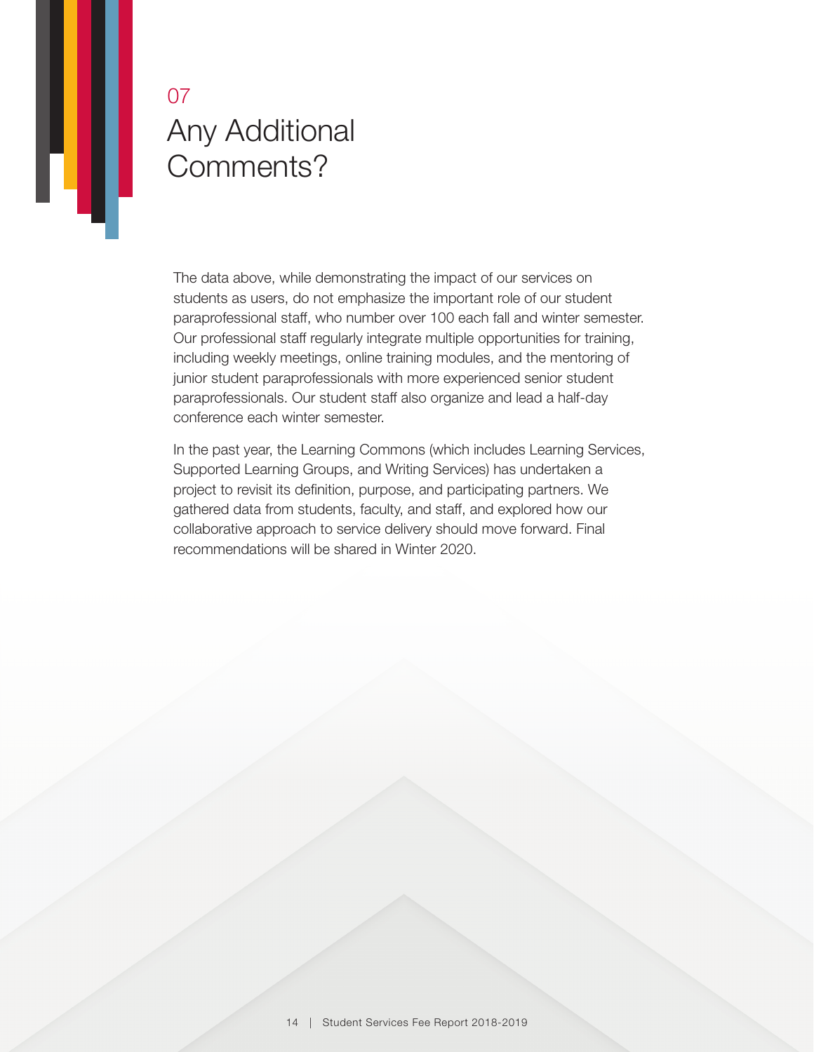# 07 Any Additional Comments?

The data above, while demonstrating the impact of our services on students as users, do not emphasize the important role of our student paraprofessional staff, who number over 100 each fall and winter semester. Our professional staff regularly integrate multiple opportunities for training, including weekly meetings, online training modules, and the mentoring of junior student paraprofessionals with more experienced senior student paraprofessionals. Our student staff also organize and lead a half-day conference each winter semester.

In the past year, the Learning Commons (which includes Learning Services, Supported Learning Groups, and Writing Services) has undertaken a project to revisit its definition, purpose, and participating partners. We gathered data from students, faculty, and staff, and explored how our collaborative approach to service delivery should move forward. Final recommendations will be shared in Winter 2020.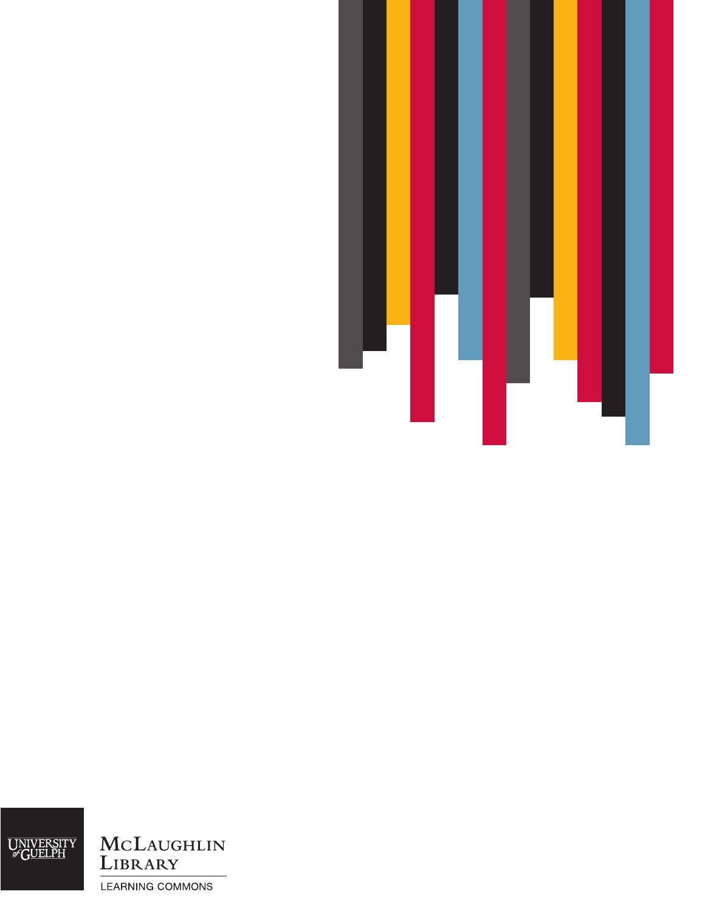UNIVERSITY of GUELPH

McLAUGHLIN LIBRARY

LEARNING COMMONS